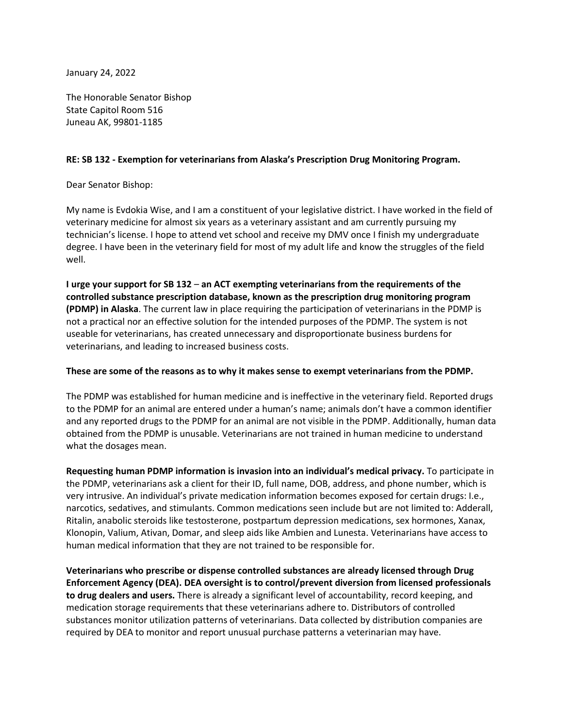January 24, 2022

The Honorable Senator Bishop
State Capitol Room 516
Juneau AK, 99801-1185

**RE: SB 132 - Exemption for veterinarians from Alaska's Prescription Drug Monitoring Program.**

Dear Senator Bishop:

My name is Evdokia Wise, and I am a constituent of your legislative district. I have worked in the field of veterinary medicine for almost six years as a veterinary assistant and am currently pursuing my technician's license. I hope to attend vet school and receive my DMV once I finish my undergraduate degree. I have been in the veterinary field for most of my adult life and know the struggles of the field well.

**I urge your support for SB 132** – **an ACT exempting veterinarians from the requirements of the controlled substance prescription database, known as the prescription drug monitoring program (PDMP) in Alaska**. The current law in place requiring the participation of veterinarians in the PDMP is not a practical nor an effective solution for the intended purposes of the PDMP. The system is not useable for veterinarians, has created unnecessary and disproportionate business burdens for veterinarians, and leading to increased business costs.

**These are some of the reasons as to why it makes sense to exempt veterinarians from the PDMP.**

The PDMP was established for human medicine and is ineffective in the veterinary field. Reported drugs to the PDMP for an animal are entered under a human's name; animals don't have a common identifier and any reported drugs to the PDMP for an animal are not visible in the PDMP. Additionally, human data obtained from the PDMP is unusable. Veterinarians are not trained in human medicine to understand what the dosages mean.

**Requesting human PDMP information is invasion into an individual's medical privacy.** To participate in the PDMP, veterinarians ask a client for their ID, full name, DOB, address, and phone number, which is very intrusive. An individual's private medication information becomes exposed for certain drugs: I.e., narcotics, sedatives, and stimulants. Common medications seen include but are not limited to: Adderall, Ritalin, anabolic steroids like testosterone, postpartum depression medications, sex hormones, Xanax, Klonopin, Valium, Ativan, Domar, and sleep aids like Ambien and Lunesta. Veterinarians have access to human medical information that they are not trained to be responsible for.

**Veterinarians who prescribe or dispense controlled substances are already licensed through Drug Enforcement Agency (DEA). DEA oversight is to control/prevent diversion from licensed professionals to drug dealers and users.** There is already a significant level of accountability, record keeping, and medication storage requirements that these veterinarians adhere to. Distributors of controlled substances monitor utilization patterns of veterinarians. Data collected by distribution companies are required by DEA to monitor and report unusual purchase patterns a veterinarian may have.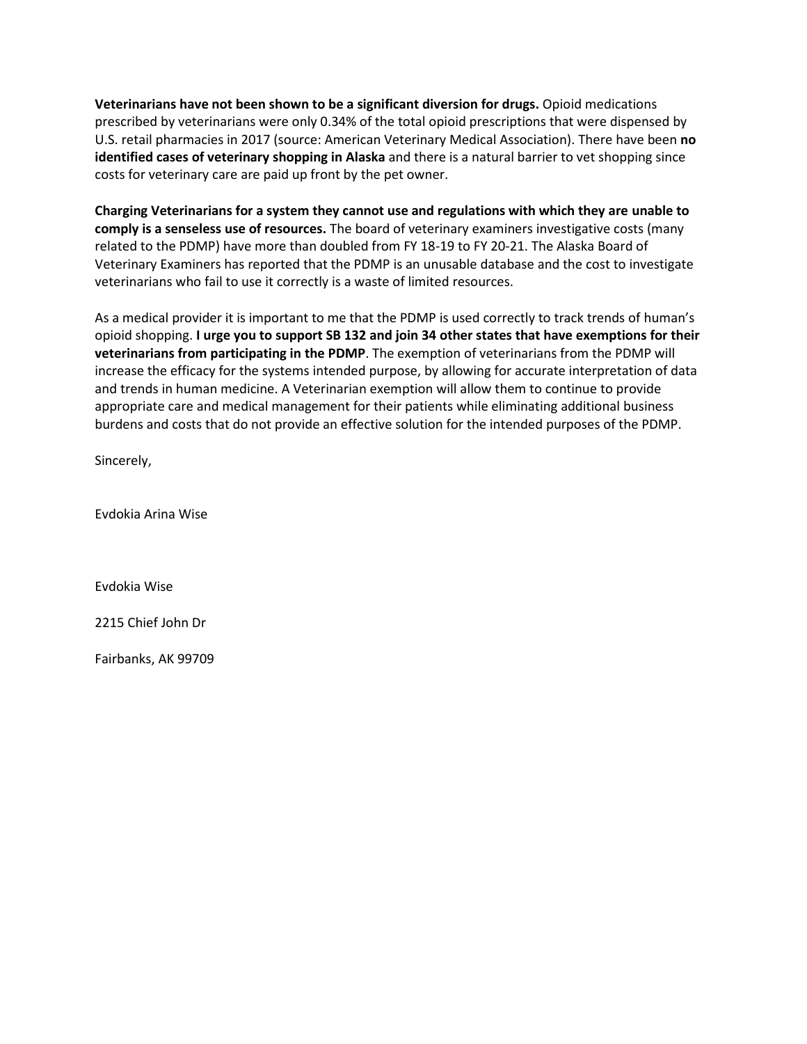**Veterinarians have not been shown to be a significant diversion for drugs.** Opioid medications prescribed by veterinarians were only 0.34% of the total opioid prescriptions that were dispensed by U.S. retail pharmacies in 2017 (source: American Veterinary Medical Association). There have been **no identified cases of veterinary shopping in Alaska** and there is a natural barrier to vet shopping since costs for veterinary care are paid up front by the pet owner.

**Charging Veterinarians for a system they cannot use and regulations with which they are unable to comply is a senseless use of resources.** The board of veterinary examiners investigative costs (many related to the PDMP) have more than doubled from FY 18-19 to FY 20-21. The Alaska Board of Veterinary Examiners has reported that the PDMP is an unusable database and the cost to investigate veterinarians who fail to use it correctly is a waste of limited resources.

As a medical provider it is important to me that the PDMP is used correctly to track trends of human's opioid shopping. **I urge you to support SB 132 and join 34 other states that have exemptions for their veterinarians from participating in the PDMP**. The exemption of veterinarians from the PDMP will increase the efficacy for the systems intended purpose, by allowing for accurate interpretation of data and trends in human medicine. A Veterinarian exemption will allow them to continue to provide appropriate care and medical management for their patients while eliminating additional business burdens and costs that do not provide an effective solution for the intended purposes of the PDMP.

Sincerely,

Evdokia Arina Wise

Evdokia Wise

2215 Chief John Dr

Fairbanks, AK 99709